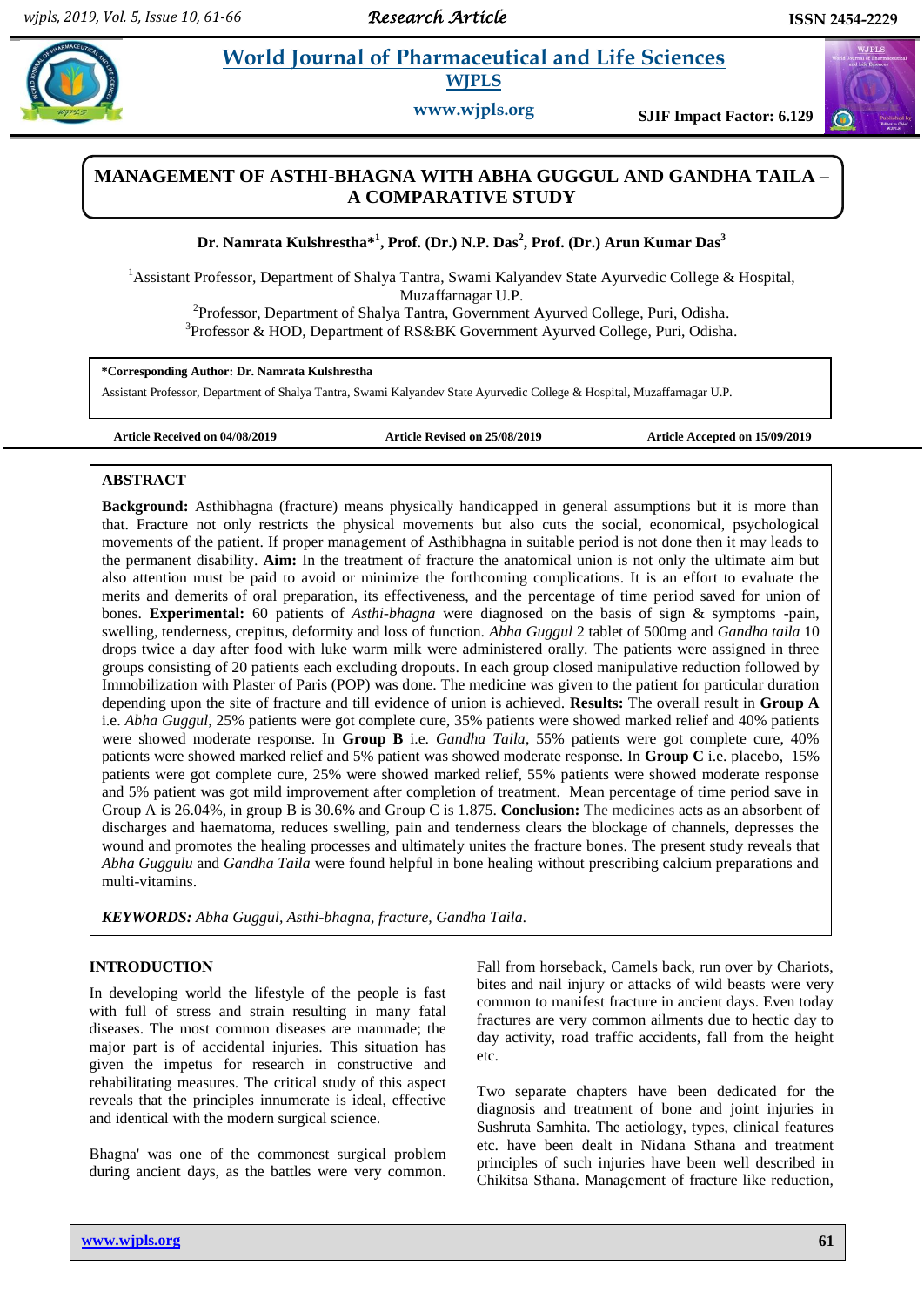# MANAGEMENT OF ASTHI-BHAGNA WITH ABHA GUGGUL AND GANDHA TAILA – A COMPARATIVE STUDY

**Dr. Namrata Kulshrestha*[1], Prof. (Dr.) N.P. Das[2], Prof. (Dr.) Arun Kumar Das[3]**

[1]Assistant Professor, Department of Shalya Tantra, Swami Kalyandev State Ayurvedic College & Hospital, Muzaffarnagar U.P.

[2]Professor, Department of Shalya Tantra, Government Ayurved College, Puri, Odisha.

[3]Professor & HOD, Department of RS&BK Government Ayurved College, Puri, Odisha.

**\*Corresponding Author: Dr. Namrata Kulshrestha**

Assistant Professor, Department of Shalya Tantra, Swami Kalyandev State Ayurvedic College & Hospital, Muzaffarnagar U.P.

**Article Received on 04/08/2019** **Article Revised on 25/08/2019** **Article Accepted on 15/09/2019**

## ABSTRACT

**Background:** Asthibhagna (fracture) means physically handicapped in general assumptions but it is more than that. Fracture not only restricts the physical movements but also cuts the social, economical, psychological movements of the patient. If proper management of Asthibhagna in suitable period is not done then it may leads to the permanent disability. **Aim:** In the treatment of fracture the anatomical union is not only the ultimate aim but also attention must be paid to avoid or minimize the forthcoming complications. It is an effort to evaluate the merits and demerits of oral preparation, its effectiveness, and the percentage of time period saved for union of bones. **Experimental:** 60 patients of *Asthi-bhagna* were diagnosed on the basis of sign & symptoms -pain, swelling, tenderness, crepitus, deformity and loss of function. *Abha Guggul* 2 tablet of 500mg and *Gandha taila* 10 drops twice a day after food with luke warm milk were administered orally. The patients were assigned in three groups consisting of 20 patients each excluding dropouts. In each group closed manipulative reduction followed by Immobilization with Plaster of Paris (POP) was done. The medicine was given to the patient for particular duration depending upon the site of fracture and till evidence of union is achieved. **Results:** The overall result in **Group A** i.e. *Abha Guggul*, 25% patients were got complete cure, 35% patients were showed marked relief and 40% patients were showed moderate response. In **Group B** i.e. *Gandha Taila*, 55% patients were got complete cure, 40% patients were showed marked relief and 5% patient was showed moderate response. In **Group C** i.e. placebo, 15% patients were got complete cure, 25% were showed marked relief, 55% patients were showed moderate response and 5% patient was got mild improvement after completion of treatment. Mean percentage of time period save in Group A is 26.04%, in group B is 30.6% and Group C is 1.875. **Conclusion:** The medicines acts as an absorbent of discharges and haematoma, reduces swelling, pain and tenderness clears the blockage of channels, depresses the wound and promotes the healing processes and ultimately unites the fracture bones. The present study reveals that *Abha Guggulu* and *Gandha Taila* were found helpful in bone healing without prescribing calcium preparations and multi-vitamins.

***KEYWORDS:*** *Abha Guggul, Asthi-bhagna, fracture, Gandha Taila.*

## INTRODUCTION

In developing world the lifestyle of the people is fast with full of stress and strain resulting in many fatal diseases. The most common diseases are manmade; the major part is of accidental injuries. This situation has given the impetus for research in constructive and rehabilitating measures. The critical study of this aspect reveals that the principles innumerate is ideal, effective and identical with the modern surgical science.

Bhagna' was one of the commonest surgical problem during ancient days, as the battles were very common. Fall from horseback, Camels back, run over by Chariots, bites and nail injury or attacks of wild beasts were very common to manifest fracture in ancient days. Even today fractures are very common ailments due to hectic day to day activity, road traffic accidents, fall from the height etc.

Two separate chapters have been dedicated for the diagnosis and treatment of bone and joint injuries in Sushruta Samhita. The aetiology, types, clinical features etc. have been dealt in Nidana Sthana and treatment principles of such injuries have been well described in Chikitsa Sthana. Management of fracture like reduction,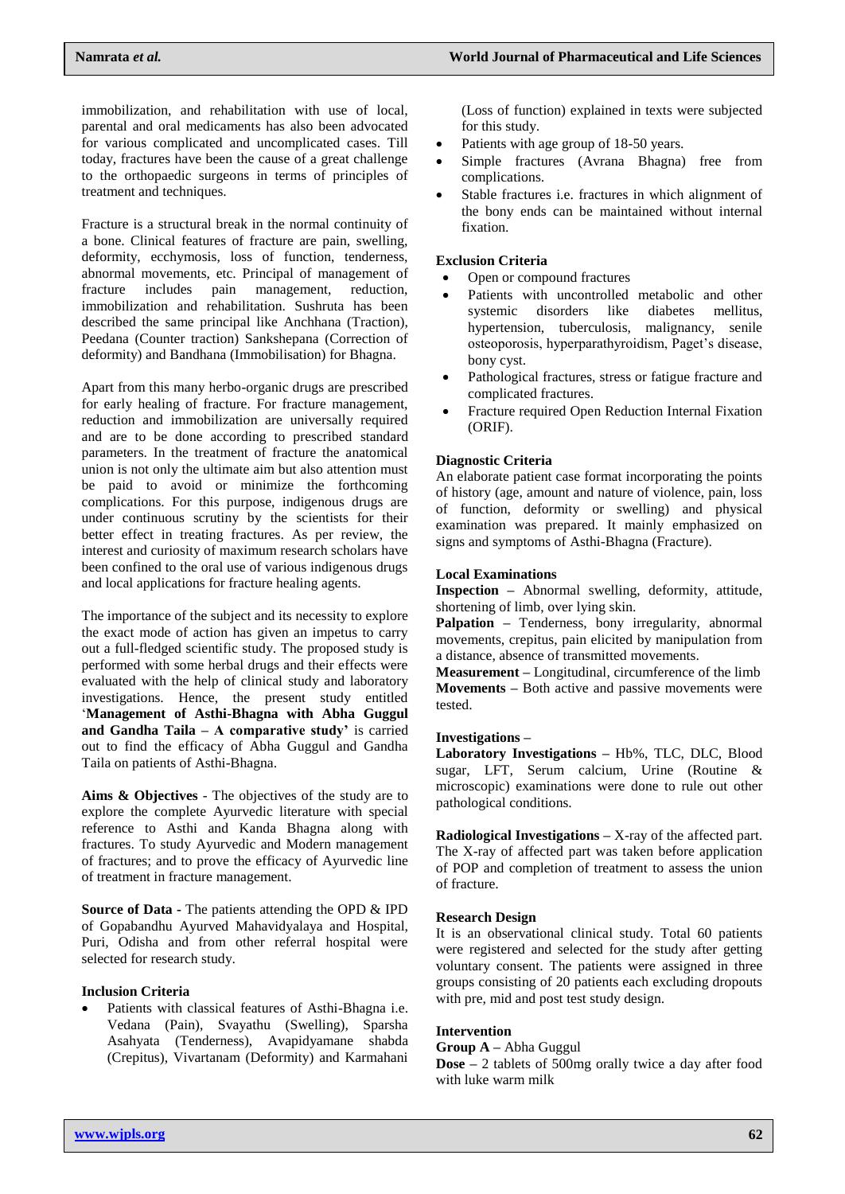immobilization, and rehabilitation with use of local, parental and oral medicaments has also been advocated for various complicated and uncomplicated cases. Till today, fractures have been the cause of a great challenge to the orthopaedic surgeons in terms of principles of treatment and techniques.

Fracture is a structural break in the normal continuity of a bone. Clinical features of fracture are pain, swelling, deformity, ecchymosis, loss of function, tenderness, abnormal movements, etc. Principal of management of fracture includes pain management, reduction, immobilization and rehabilitation. Sushruta has been described the same principal like Anchhana (Traction), Peedana (Counter traction) Sankshepana (Correction of deformity) and Bandhana (Immobilisation) for Bhagna.

Apart from this many herbo-organic drugs are prescribed for early healing of fracture. For fracture management, reduction and immobilization are universally required and are to be done according to prescribed standard parameters. In the treatment of fracture the anatomical union is not only the ultimate aim but also attention must be paid to avoid or minimize the forthcoming complications. For this purpose, indigenous drugs are under continuous scrutiny by the scientists for their better effect in treating fractures. As per review, the interest and curiosity of maximum research scholars have been confined to the oral use of various indigenous drugs and local applications for fracture healing agents.

The importance of the subject and its necessity to explore the exact mode of action has given an impetus to carry out a full-fledged scientific study. The proposed study is performed with some herbal drugs and their effects were evaluated with the help of clinical study and laboratory investigations. Hence, the present study entitled '**Management of Asthi-Bhagna with Abha Guggul and Gandha Taila – A comparative study'** is carried out to find the efficacy of Abha Guggul and Gandha Taila on patients of Asthi-Bhagna.

**Aims & Objectives** - The objectives of the study are to explore the complete Ayurvedic literature with special reference to Asthi and Kanda Bhagna along with fractures. To study Ayurvedic and Modern management of fractures; and to prove the efficacy of Ayurvedic line of treatment in fracture management.

**Source of Data** - The patients attending the OPD & IPD of Gopabandhu Ayurved Mahavidyalaya and Hospital, Puri, Odisha and from other referral hospital were selected for research study.

### Inclusion Criteria

- Patients with classical features of Asthi-Bhagna i.e. Vedana (Pain), Svayathu (Swelling), Sparsha Asahyata (Tenderness), Avapidyamane shabda (Crepitus), Vivartanam (Deformity) and Karmahani (Loss of function) explained in texts were subjected for this study.
- Patients with age group of 18-50 years.
- Simple fractures (Avrana Bhagna) free from complications.
- Stable fractures i.e. fractures in which alignment of the bony ends can be maintained without internal fixation.

### Exclusion Criteria

- Open or compound fractures
- Patients with uncontrolled metabolic and other systemic disorders like diabetes mellitus, hypertension, tuberculosis, malignancy, senile osteoporosis, hyperparathyroidism, Paget's disease, bony cyst.
- Pathological fractures, stress or fatigue fracture and complicated fractures.
- Fracture required Open Reduction Internal Fixation (ORIF).

### Diagnostic Criteria

An elaborate patient case format incorporating the points of history (age, amount and nature of violence, pain, loss of function, deformity or swelling) and physical examination was prepared. It mainly emphasized on signs and symptoms of Asthi-Bhagna (Fracture).

### Local Examinations

**Inspection –** Abnormal swelling, deformity, attitude, shortening of limb, over lying skin.
**Palpation –** Tenderness, bony irregularity, abnormal movements, crepitus, pain elicited by manipulation from a distance, absence of transmitted movements.
**Measurement –** Longitudinal, circumference of the limb
**Movements –** Both active and passive movements were tested.

### Investigations –

**Laboratory Investigations –** Hb%, TLC, DLC, Blood sugar, LFT, Serum calcium, Urine (Routine & microscopic) examinations were done to rule out other pathological conditions.

**Radiological Investigations –** X-ray of the affected part. The X-ray of affected part was taken before application of POP and completion of treatment to assess the union of fracture.

### Research Design

It is an observational clinical study. Total 60 patients were registered and selected for the study after getting voluntary consent. The patients were assigned in three groups consisting of 20 patients each excluding dropouts with pre, mid and post test study design.

### Intervention

**Group A –** Abha Guggul
**Dose –** 2 tablets of 500mg orally twice a day after food with luke warm milk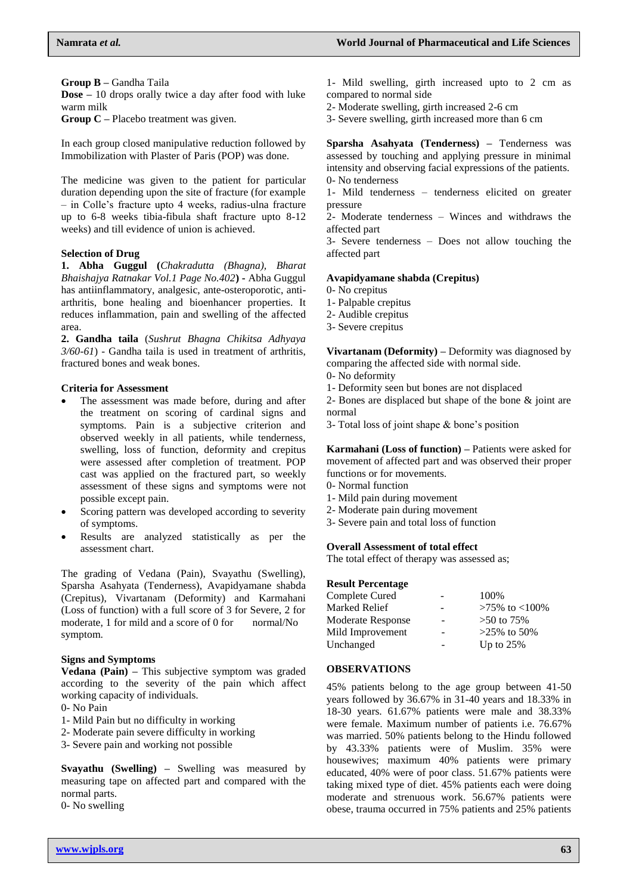**Group B –** Gandha Taila

**Dose –** 10 drops orally twice a day after food with luke warm milk

**Group C –** Placebo treatment was given.

In each group closed manipulative reduction followed by Immobilization with Plaster of Paris (POP) was done.

The medicine was given to the patient for particular duration depending upon the site of fracture (for example – in Colle's fracture upto 4 weeks, radius-ulna fracture up to 6-8 weeks tibia-fibula shaft fracture upto 8-12 weeks) and till evidence of union is achieved.

**Selection of Drug**

**1. Abha Guggul (***Chakradutta (Bhagna), Bharat Bhaishajya Ratnakar Vol.1 Page No.402***) -** Abha Guggul has antiinflammatory, analgesic, ante-osteroporotic, anti-arthritis, bone healing and bioenhancer properties. It reduces inflammation, pain and swelling of the affected area.

**2. Gandha taila** (*Sushrut Bhagna Chikitsa Adhyaya 3/60-61*) - Gandha taila is used in treatment of arthritis, fractured bones and weak bones.

**Criteria for Assessment**

- The assessment was made before, during and after the treatment on scoring of cardinal signs and symptoms. Pain is a subjective criterion and observed weekly in all patients, while tenderness, swelling, loss of function, deformity and crepitus were assessed after completion of treatment. POP cast was applied on the fractured part, so weekly assessment of these signs and symptoms were not possible except pain.
- Scoring pattern was developed according to severity of symptoms.
- Results are analyzed statistically as per the assessment chart.

The grading of Vedana (Pain), Svayathu (Swelling), Sparsha Asahyata (Tenderness), Avapidyamane shabda (Crepitus), Vivartanam (Deformity) and Karmahani (Loss of function) with a full score of 3 for Severe, 2 for moderate, 1 for mild and a score of 0 for normal/No symptom.

**Signs and Symptoms**

**Vedana (Pain) –** This subjective symptom was graded according to the severity of the pain which affect working capacity of individuals.

0- No Pain
1- Mild Pain but no difficulty in working
2- Moderate pain severe difficulty in working
3- Severe pain and working not possible

**Svayathu (Swelling) –** Swelling was measured by measuring tape on affected part and compared with the normal parts.

0- No swelling
1- Mild swelling, girth increased upto to 2 cm as compared to normal side
2- Moderate swelling, girth increased 2-6 cm
3- Severe swelling, girth increased more than 6 cm

**Sparsha Asahyata (Tenderness) –** Tenderness was assessed by touching and applying pressure in minimal intensity and observing facial expressions of the patients.

0- No tenderness
1- Mild tenderness – tenderness elicited on greater pressure
2- Moderate tenderness – Winces and withdraws the affected part
3- Severe tenderness – Does not allow touching the affected part

**Avapidyamane shabda (Crepitus)**

0- No crepitus
1- Palpable crepitus
2- Audible crepitus
3- Severe crepitus

**Vivartanam (Deformity) –** Deformity was diagnosed by comparing the affected side with normal side.

0- No deformity
1- Deformity seen but bones are not displaced
2- Bones are displaced but shape of the bone & joint are normal
3- Total loss of joint shape & bone's position

**Karmahani (Loss of function) –** Patients were asked for movement of affected part and was observed their proper functions or for movements.

0- Normal function
1- Mild pain during movement
2- Moderate pain during movement
3- Severe pain and total loss of function

**Overall Assessment of total effect**

The total effect of therapy was assessed as;

**Result Percentage**

| | | |
|---|---|---|
| Complete Cured | - | 100% |
| Marked Relief | - | >75% to <100% |
| Moderate Response | - | >50 to 75% |
| Mild Improvement | - | >25% to 50% |
| Unchanged | - | Up to 25% |

## OBSERVATIONS

45% patients belong to the age group between 41-50 years followed by 36.67% in 31-40 years and 18.33% in 18-30 years. 61.67% patients were male and 38.33% were female. Maximum number of patients i.e. 76.67% was married. 50% patients belong to the Hindu followed by 43.33% patients were of Muslim. 35% were housewives; maximum 40% patients were primary educated, 40% were of poor class. 51.67% patients were taking mixed type of diet. 45% patients each were doing moderate and strenuous work. 56.67% patients were obese, trauma occurred in 75% patients and 25% patients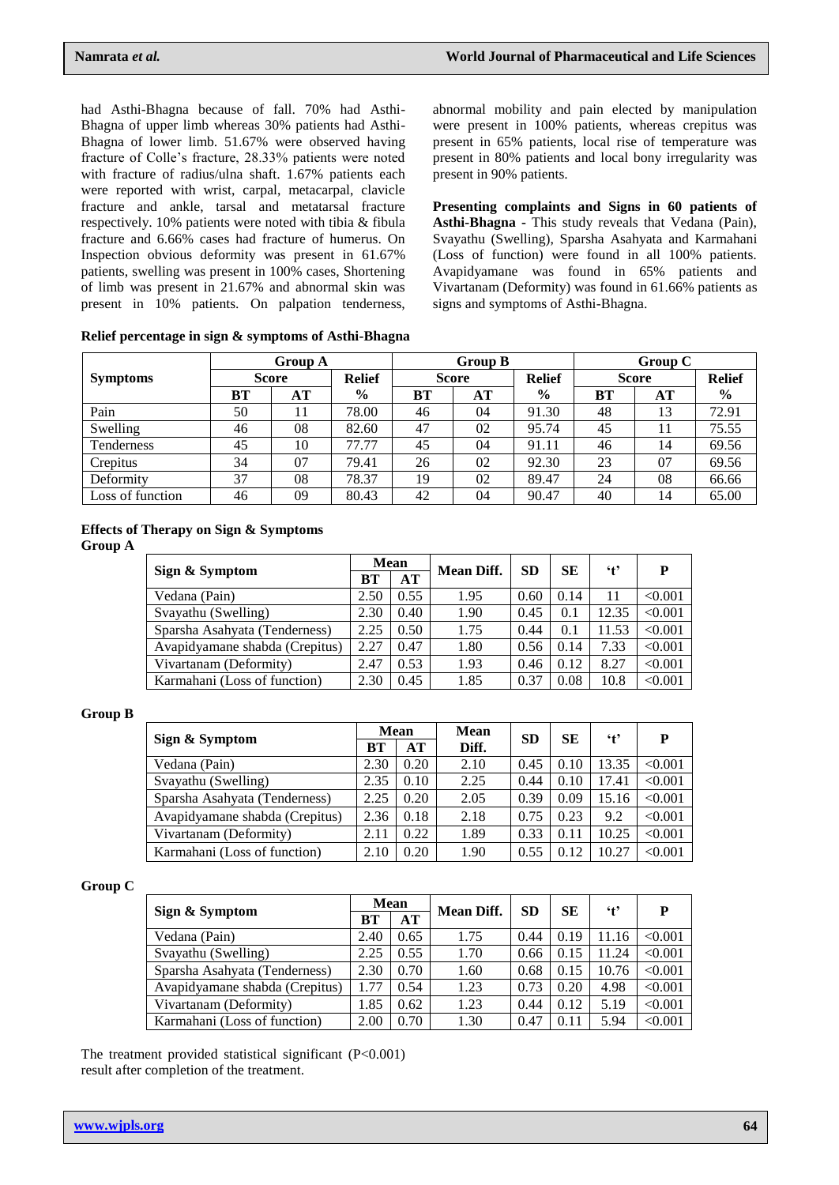had Asthi-Bhagna because of fall. 70% had Asthi-Bhagna of upper limb whereas 30% patients had Asthi-Bhagna of lower limb. 51.67% were observed having fracture of Colle's fracture, 28.33% patients were noted with fracture of radius/ulna shaft. 1.67% patients each were reported with wrist, carpal, metacarpal, clavicle fracture and ankle, tarsal and metatarsal fracture respectively. 10% patients were noted with tibia & fibula fracture and 6.66% cases had fracture of humerus. On Inspection obvious deformity was present in 61.67% patients, swelling was present in 100% cases, Shortening of limb was present in 21.67% and abnormal skin was present in 10% patients. On palpation tenderness, abnormal mobility and pain elected by manipulation were present in 100% patients, whereas crepitus was present in 65% patients, local rise of temperature was present in 80% patients and local bony irregularity was present in 90% patients.

**Presenting complaints and Signs in 60 patients of Asthi-Bhagna -** This study reveals that Vedana (Pain), Svayathu (Swelling), Sparsha Asahyata and Karmahani (Loss of function) were found in all 100% patients. Avapidyamane was found in 65% patients and Vivartanam (Deformity) was found in 61.66% patients as signs and symptoms of Asthi-Bhagna.

**Relief percentage in sign & symptoms of Asthi-Bhagna**

| Symptoms | Group A | | | Group B | | | Group C | | |
|---|---|---|---|---|---|---|---|---|---|
| | Score | | Relief | Score | | Relief | Score | | Relief |
| | BT | AT | % | BT | AT | % | BT | AT | % |
| Pain | 50 | 11 | 78.00 | 46 | 04 | 91.30 | 48 | 13 | 72.91 |
| Swelling | 46 | 08 | 82.60 | 47 | 02 | 95.74 | 45 | 11 | 75.55 |
| Tenderness | 45 | 10 | 77.77 | 45 | 04 | 91.11 | 46 | 14 | 69.56 |
| Crepitus | 34 | 07 | 79.41 | 26 | 02 | 92.30 | 23 | 07 | 69.56 |
| Deformity | 37 | 08 | 78.37 | 19 | 02 | 89.47 | 24 | 08 | 66.66 |
| Loss of function | 46 | 09 | 80.43 | 42 | 04 | 90.47 | 40 | 14 | 65.00 |

**Effects of Therapy on Sign & Symptoms**

**Group A**

| Sign & Symptom | Mean | | Mean Diff. | SD | SE | 't' | P |
|---|---|---|---|---|---|---|---|
| | BT | AT | | | | | |
| Vedana (Pain) | 2.50 | 0.55 | 1.95 | 0.60 | 0.14 | 11 | <0.001 |
| Svayathu (Swelling) | 2.30 | 0.40 | 1.90 | 0.45 | 0.1 | 12.35 | <0.001 |
| Sparsha Asahyata (Tenderness) | 2.25 | 0.50 | 1.75 | 0.44 | 0.1 | 11.53 | <0.001 |
| Avapidyamane shabda (Crepitus) | 2.27 | 0.47 | 1.80 | 0.56 | 0.14 | 7.33 | <0.001 |
| Vivartanam (Deformity) | 2.47 | 0.53 | 1.93 | 0.46 | 0.12 | 8.27 | <0.001 |
| Karmahani (Loss of function) | 2.30 | 0.45 | 1.85 | 0.37 | 0.08 | 10.8 | <0.001 |

**Group B**

| Sign & Symptom | Mean | | Mean Diff. | SD | SE | 't' | P |
|---|---|---|---|---|---|---|---|
| | BT | AT | | | | | |
| Vedana (Pain) | 2.30 | 0.20 | 2.10 | 0.45 | 0.10 | 13.35 | <0.001 |
| Svayathu (Swelling) | 2.35 | 0.10 | 2.25 | 0.44 | 0.10 | 17.41 | <0.001 |
| Sparsha Asahyata (Tenderness) | 2.25 | 0.20 | 2.05 | 0.39 | 0.09 | 15.16 | <0.001 |
| Avapidyamane shabda (Crepitus) | 2.36 | 0.18 | 2.18 | 0.75 | 0.23 | 9.2 | <0.001 |
| Vivartanam (Deformity) | 2.11 | 0.22 | 1.89 | 0.33 | 0.11 | 10.25 | <0.001 |
| Karmahani (Loss of function) | 2.10 | 0.20 | 1.90 | 0.55 | 0.12 | 10.27 | <0.001 |

**Group C**

| Sign & Symptom | Mean | | Mean Diff. | SD | SE | 't' | P |
|---|---|---|---|---|---|---|---|
| | BT | AT | | | | | |
| Vedana (Pain) | 2.40 | 0.65 | 1.75 | 0.44 | 0.19 | 11.16 | <0.001 |
| Svayathu (Swelling) | 2.25 | 0.55 | 1.70 | 0.66 | 0.15 | 11.24 | <0.001 |
| Sparsha Asahyata (Tenderness) | 2.30 | 0.70 | 1.60 | 0.68 | 0.15 | 10.76 | <0.001 |
| Avapidyamane shabda (Crepitus) | 1.77 | 0.54 | 1.23 | 0.73 | 0.20 | 4.98 | <0.001 |
| Vivartanam (Deformity) | 1.85 | 0.62 | 1.23 | 0.44 | 0.12 | 5.19 | <0.001 |
| Karmahani (Loss of function) | 2.00 | 0.70 | 1.30 | 0.47 | 0.11 | 5.94 | <0.001 |

The treatment provided statistical significant ($P<0.001$) result after completion of the treatment.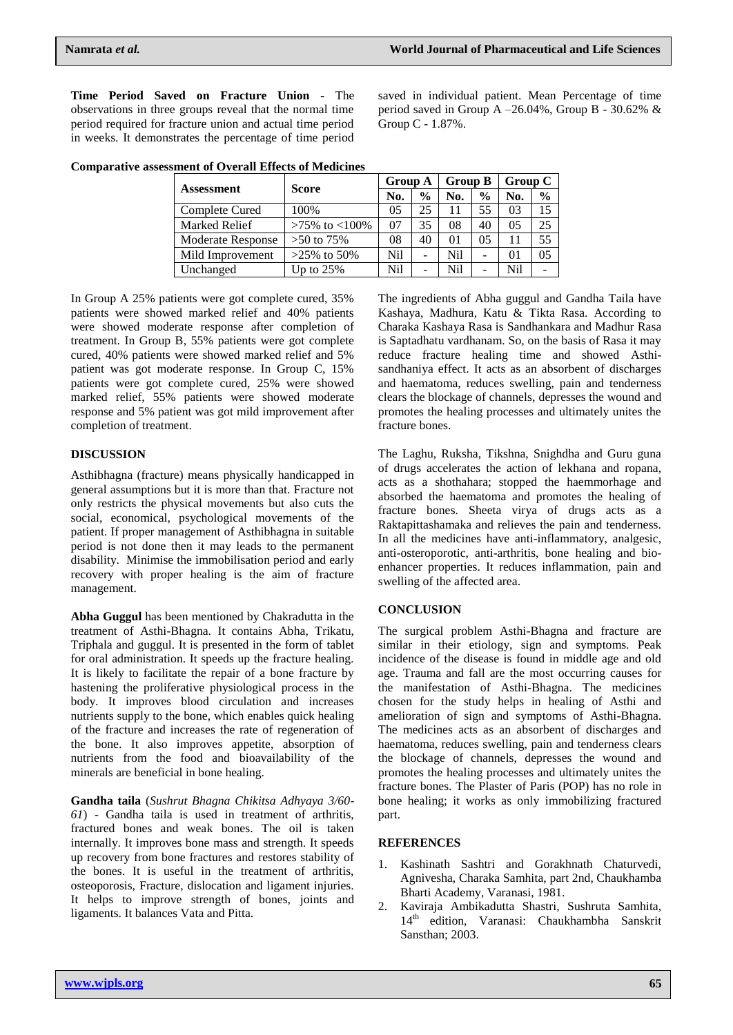**Time Period Saved on Fracture Union -** The observations in three groups reveal that the normal time period required for fracture union and actual time period in weeks. It demonstrates the percentage of time period saved in individual patient. Mean Percentage of time period saved in Group A –26.04%, Group B - 30.62% & Group C - 1.87%.

**Comparative assessment of Overall Effects of Medicines**

| Assessment | Score | Group A | | Group B | | Group C | |
|---|---|---|---|---|---|---|---|
| | | No. | % | No. | % | No. | % |
| Complete Cured | 100% | 05 | 25 | 11 | 55 | 03 | 15 |
| Marked Relief | >75% to <100% | 07 | 35 | 08 | 40 | 05 | 25 |
| Moderate Response | >50 to 75% | 08 | 40 | 01 | 05 | 11 | 55 |
| Mild Improvement | >25% to 50% | Nil | - | Nil | - | 01 | 05 |
| Unchanged | Up to 25% | Nil | - | Nil | - | Nil | - |

In Group A 25% patients were got complete cured, 35% patients were showed marked relief and 40% patients were showed moderate response after completion of treatment. In Group B, 55% patients were got complete cured, 40% patients were showed marked relief and 5% patient was got moderate response. In Group C, 15% patients were got complete cured, 25% were showed marked relief, 55% patients were showed moderate response and 5% patient was got mild improvement after completion of treatment.

## DISCUSSION

Asthibhagna (fracture) means physically handicapped in general assumptions but it is more than that. Fracture not only restricts the physical movements but also cuts the social, economical, psychological movements of the patient. If proper management of Asthibhagna in suitable period is not done then it may leads to the permanent disability. Minimise the immobilisation period and early recovery with proper healing is the aim of fracture management.

**Abha Guggul** has been mentioned by Chakradutta in the treatment of Asthi-Bhagna. It contains Abha, Trikatu, Triphala and guggul. It is presented in the form of tablet for oral administration. It speeds up the fracture healing. It is likely to facilitate the repair of a bone fracture by hastening the proliferative physiological process in the body. It improves blood circulation and increases nutrients supply to the bone, which enables quick healing of the fracture and increases the rate of regeneration of the bone. It also improves appetite, absorption of nutrients from the food and bioavailability of the minerals are beneficial in bone healing.

**Gandha taila** (*Sushrut Bhagna Chikitsa Adhyaya 3/60-61*) - Gandha taila is used in treatment of arthritis, fractured bones and weak bones. The oil is taken internally. It improves bone mass and strength. It speeds up recovery from bone fractures and restores stability of the bones. It is useful in the treatment of arthritis, osteoporosis, Fracture, dislocation and ligament injuries. It helps to improve strength of bones, joints and ligaments. It balances Vata and Pitta.

The ingredients of Abha guggul and Gandha Taila have Kashaya, Madhura, Katu & Tikta Rasa. According to Charaka Kashaya Rasa is Sandhankara and Madhur Rasa is Saptadhatu vardhanam. So, on the basis of Rasa it may reduce fracture healing time and showed Asthi-sandhaniya effect. It acts as an absorbent of discharges and haematoma, reduces swelling, pain and tenderness clears the blockage of channels, depresses the wound and promotes the healing processes and ultimately unites the fracture bones.

The Laghu, Ruksha, Tikshna, Snighdha and Guru guna of drugs accelerates the action of lekhana and ropana, acts as a shothahara; stopped the haemmorhage and absorbed the haematoma and promotes the healing of fracture bones. Sheeta virya of drugs acts as a Raktapittashamaka and relieves the pain and tenderness. In all the medicines have anti-inflammatory, analgesic, anti-osteroporotic, anti-arthritis, bone healing and bio-enhancer properties. It reduces inflammation, pain and swelling of the affected area.

## CONCLUSION

The surgical problem Asthi-Bhagna and fracture are similar in their etiology, sign and symptoms. Peak incidence of the disease is found in middle age and old age. Trauma and fall are the most occurring causes for the manifestation of Asthi-Bhagna. The medicines chosen for the study helps in healing of Asthi and amelioration of sign and symptoms of Asthi-Bhagna. The medicines acts as an absorbent of discharges and haematoma, reduces swelling, pain and tenderness clears the blockage of channels, depresses the wound and promotes the healing processes and ultimately unites the fracture bones. The Plaster of Paris (POP) has no role in bone healing; it works as only immobilizing fractured part.

## REFERENCES

1. Kashinath Sashtri and Gorakhnath Chaturvedi, Agnivesha, Charaka Samhita, part 2nd, Chaukhamba Bharti Academy, Varanasi, 1981.
2. Kaviraja Ambikadutta Shastri, Sushruta Samhita, 14th edition, Varanasi: Chaukhambha Sanskrit Sansthan; 2003.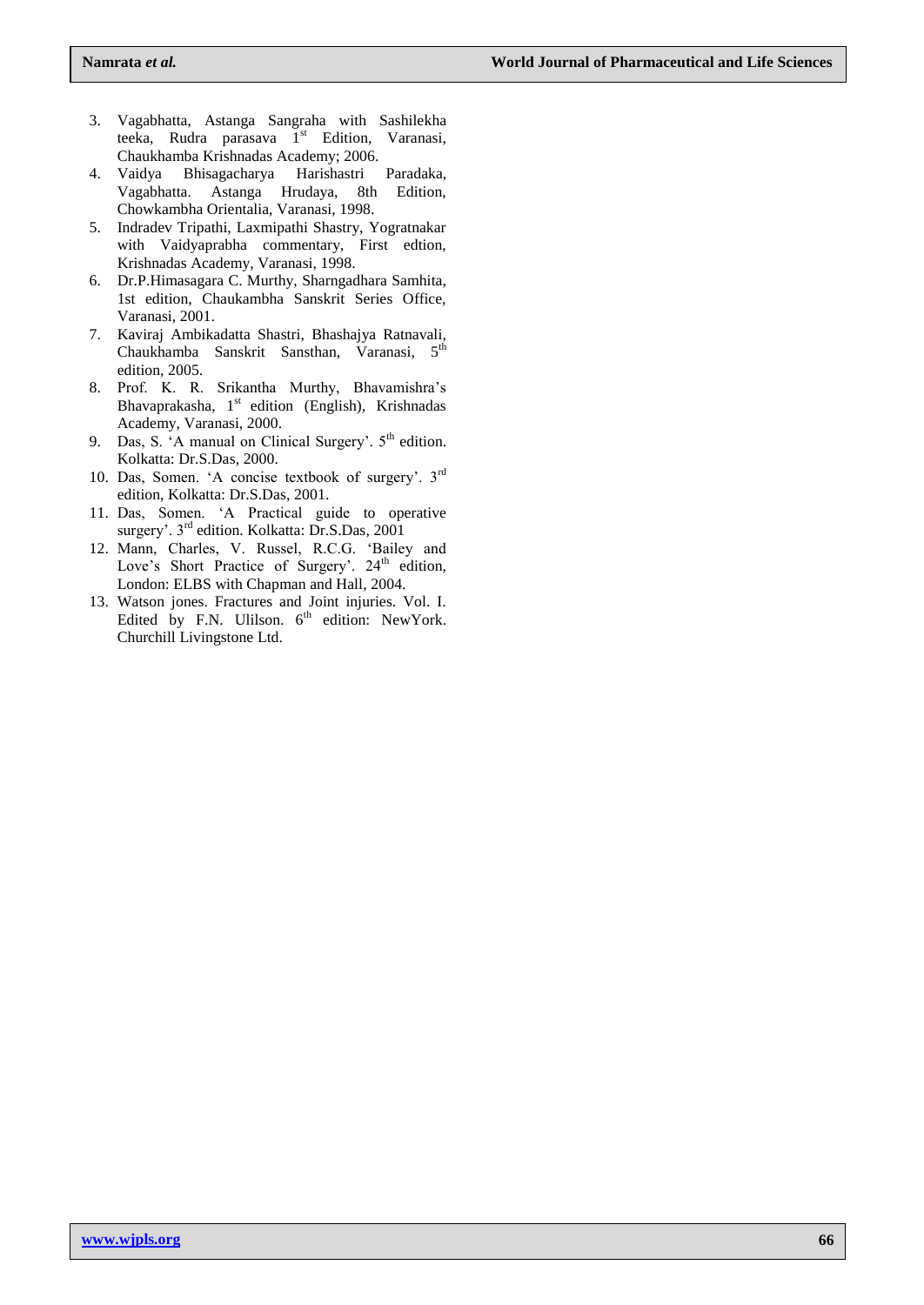3. Vagabhatta, Astanga Sangraha with Sashilekha teeka, Rudra parasava 1st Edition, Varanasi, Chaukhamba Krishnadas Academy; 2006.
4. Vaidya Bhisagacharya Harishastri Paradaka, Vagabhatta. Astanga Hrudaya, 8th Edition, Chowkambha Orientalia, Varanasi, 1998.
5. Indradev Tripathi, Laxmipathi Shastry, Yogratnakar with Vaidyaprabha commentary, First edtion, Krishnadas Academy, Varanasi, 1998.
6. Dr.P.Himasagara C. Murthy, Sharngadhara Samhita, 1st edition, Chaukambha Sanskrit Series Office, Varanasi, 2001.
7. Kaviraj Ambikadatta Shastri, Bhashajya Ratnavali, Chaukhamba Sanskrit Sansthan, Varanasi, 5th edition, 2005.
8. Prof. K. R. Srikantha Murthy, Bhavamishra's Bhavaprakasha, 1st edition (English), Krishnadas Academy, Varanasi, 2000.
9. Das, S. 'A manual on Clinical Surgery'. 5th edition. Kolkatta: Dr.S.Das, 2000.
10. Das, Somen. 'A concise textbook of surgery'. 3rd edition, Kolkatta: Dr.S.Das, 2001.
11. Das, Somen. 'A Practical guide to operative surgery'. 3rd edition. Kolkatta: Dr.S.Das, 2001
12. Mann, Charles, V. Russel, R.C.G. 'Bailey and Love's Short Practice of Surgery'. 24th edition, London: ELBS with Chapman and Hall, 2004.
13. Watson jones. Fractures and Joint injuries. Vol. I. Edited by F.N. Ulilson. 6th edition: NewYork. Churchill Livingstone Ltd.